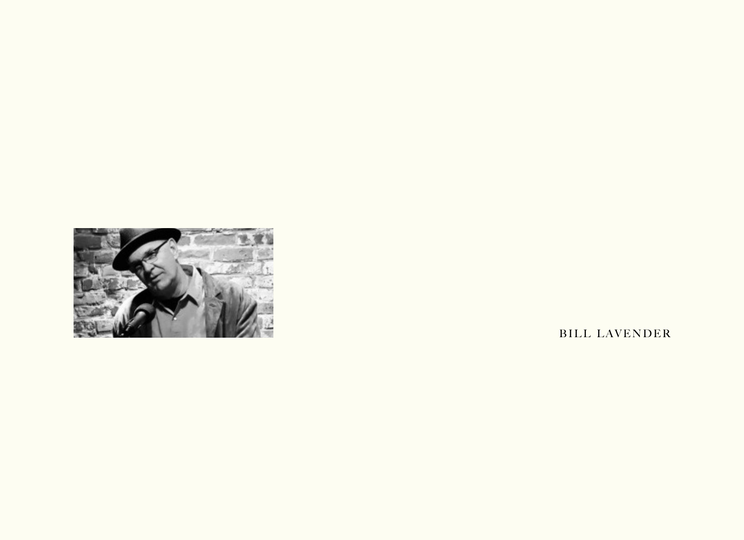BILL LAVENDER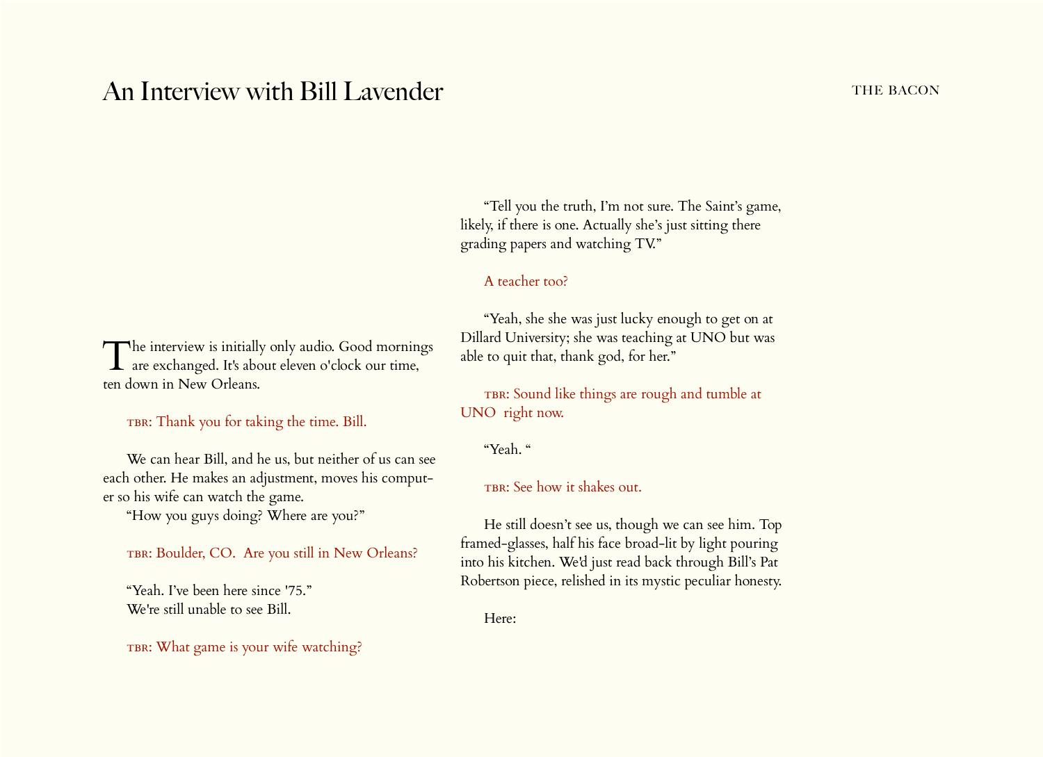# An Interview with Bill Lavender

The interview is initially only audio. Good mornings are exchanged. It's about eleven o'clock our time, ten down in New Orleans.

TBR: Thank you for taking the time. Bill.

We can hear Bill, and he us, but neither of us can see each other. He makes an adjustment, moves his computer so his wife can watch the game.

"How you guys doing? Where are you?"

TBR: Boulder, CO. Are you still in New Orleans?

"Yeah. I've been here since '75."

We're still unable to see Bill.

TBR: What game is your wife watching?

"Tell you the truth, I'm not sure. The Saint's game, likely, if there is one. Actually she's just sitting there grading papers and watching TV."

A teacher too?

"Yeah, she she was just lucky enough to get on at Dillard University; she was teaching at UNO but was able to quit that, thank god, for her."

TBR: Sound like things are rough and tumble at UNO right now.

"Yeah. "

TBR: See how it shakes out.

He still doesn't see us, though we can see him. Top framed-glasses, half his face broad-lit by light pouring into his kitchen. We'd just read back through Bill's Pat Robertson piece, relished in its mystic peculiar honesty.

Here: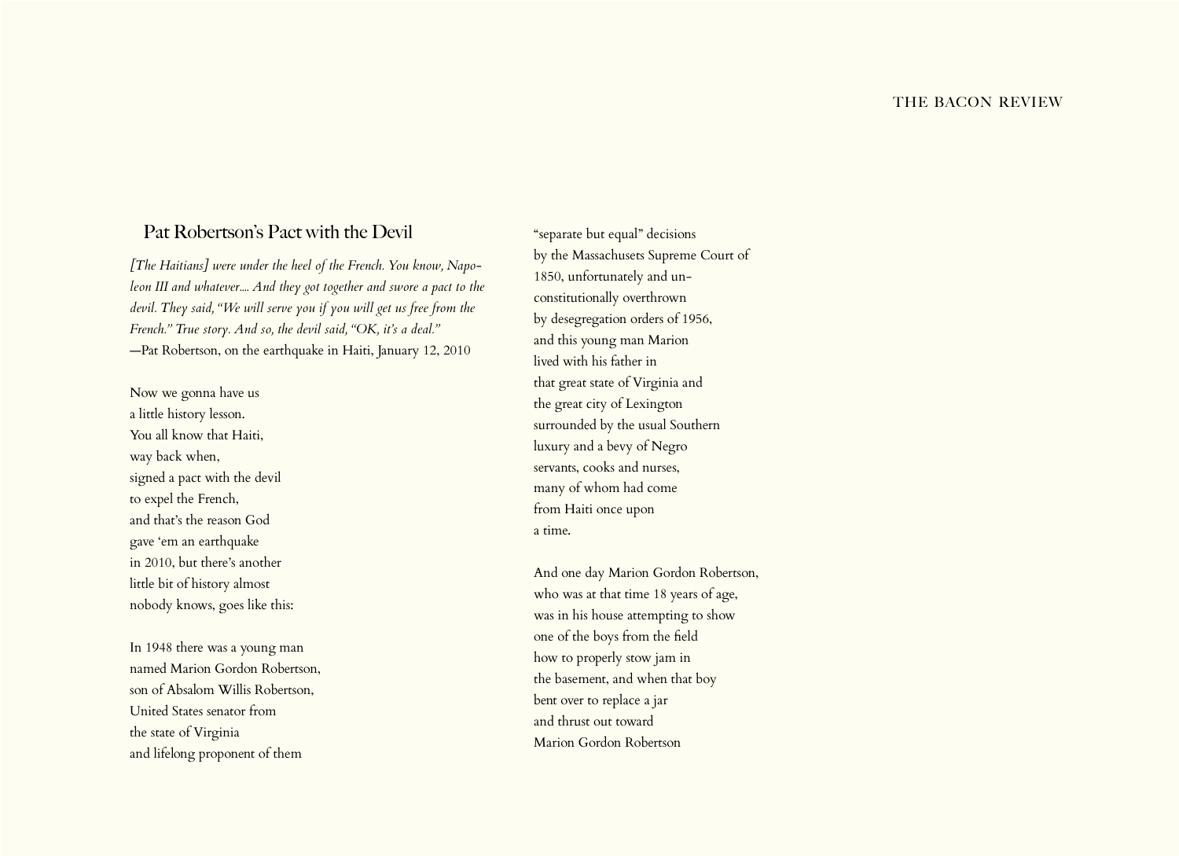## Pat Robertson's Pact with the Devil

*[The Haitians] were under the heel of the French. You know, Napoleon III and whatever.... And they got together and swore a pact to the devil. They said, "We will serve you if you will get us free from the French." True story. And so, the devil said, "OK, it's a deal."*
—Pat Robertson, on the earthquake in Haiti, January 12, 2010

Now we gonna have us
a little history lesson.
You all know that Haiti,
way back when,
signed a pact with the devil
to expel the French,
and that's the reason God
gave 'em an earthquake
in 2010, but there's another
little bit of history almost
nobody knows, goes like this:

In 1948 there was a young man
named Marion Gordon Robertson,
son of Absalom Willis Robertson,
United States senator from
the state of Virginia
and lifelong proponent of them
"separate but equal" decisions
by the Massachusets Supreme Court of
1850, unfortunately and un-
constitutionally overthrown
by desegregation orders of 1956,
and this young man Marion
lived with his father in
that great state of Virginia and
the great city of Lexington
surrounded by the usual Southern
luxury and a bevy of Negro
servants, cooks and nurses,
many of whom had come
from Haiti once upon
a time.

And one day Marion Gordon Robertson,
who was at that time 18 years of age,
was in his house attempting to show
one of the boys from the field
how to properly stow jam in
the basement, and when that boy
bent over to replace a jar
and thrust out toward
Marion Gordon Robertson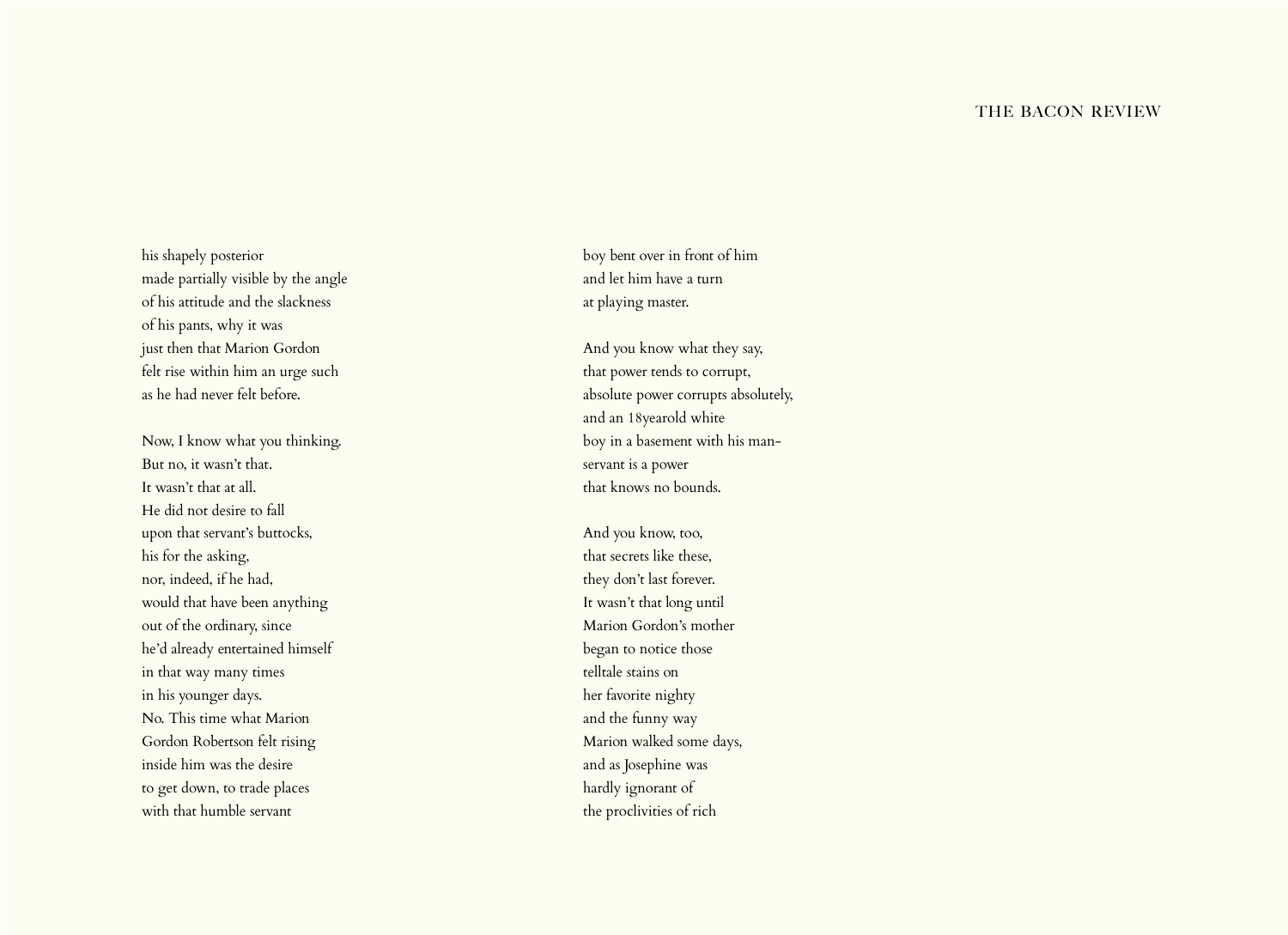his shapely posterior
made partially visible by the angle
of his attitude and the slackness
of his pants, why it was
just then that Marion Gordon
felt rise within him an urge such
as he had never felt before.

Now, I know what you thinking.
But no, it wasn't that.
It wasn't that at all.
He did not desire to fall
upon that servant's buttocks,
his for the asking,
nor, indeed, if he had,
would that have been anything
out of the ordinary, since
he'd already entertained himself
in that way many times
in his younger days.
No. This time what Marion
Gordon Robertson felt rising
inside him was the desire
to get down, to trade places
with that humble servant
boy bent over in front of him
and let him have a turn
at playing master.

And you know what they say,
that power tends to corrupt,
absolute power corrupts absolutely,
and an 18yearold white
boy in a basement with his man-
servant is a power
that knows no bounds.

And you know, too,
that secrets like these,
they don't last forever.
It wasn't that long until
Marion Gordon's mother
began to notice those
telltale stains on
her favorite nighty
and the funny way
Marion walked some days,
and as Josephine was
hardly ignorant of
the proclivities of rich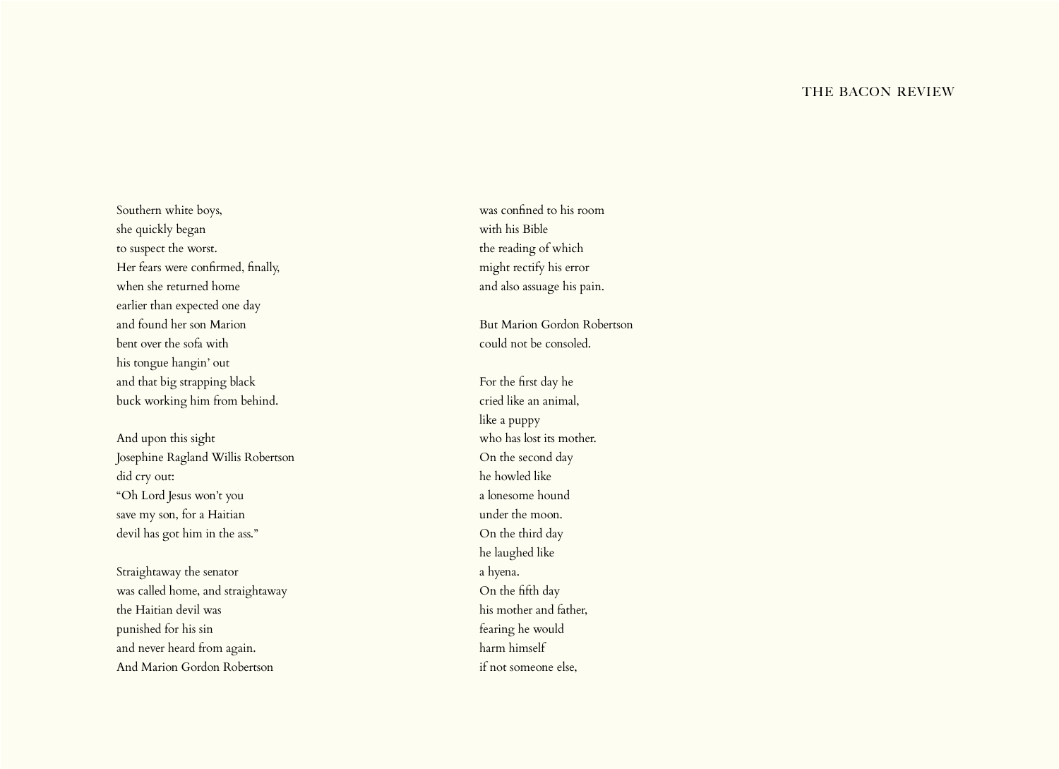Southern white boys,
she quickly began
to suspect the worst.
Her fears were confirmed, finally,
when she returned home
earlier than expected one day
and found her son Marion
bent over the sofa with
his tongue hangin' out
and that big strapping black
buck working him from behind.

And upon this sight
Josephine Ragland Willis Robertson
did cry out:
"Oh Lord Jesus won't you
save my son, for a Haitian
devil has got him in the ass."

Straightaway the senator
was called home, and straightaway
the Haitian devil was
punished for his sin
and never heard from again.
And Marion Gordon Robertson
was confined to his room
with his Bible
the reading of which
might rectify his error
and also assuage his pain.

But Marion Gordon Robertson
could not be consoled.

For the first day he
cried like an animal,
like a puppy
who has lost its mother.
On the second day
he howled like
a lonesome hound
under the moon.
On the third day
he laughed like
a hyena.
On the fifth day
his mother and father,
fearing he would
harm himself
if not someone else,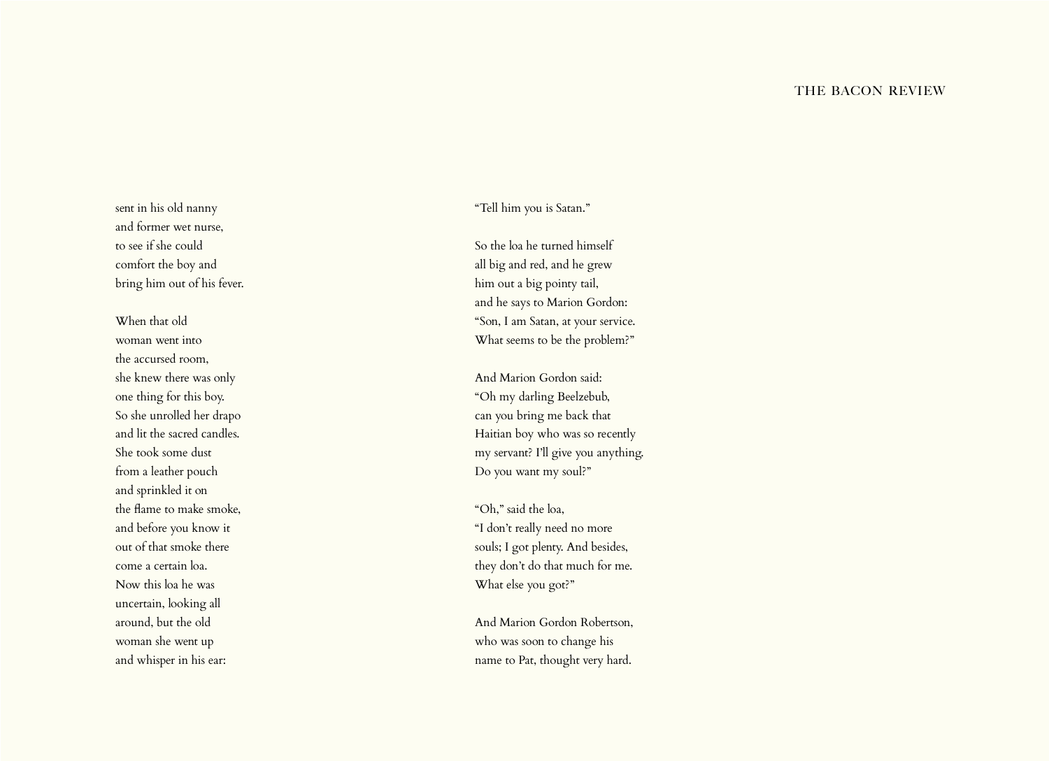sent in his old nanny
and former wet nurse,
to see if she could
comfort the boy and
bring him out of his fever.

When that old
woman went into
the accursed room,
she knew there was only
one thing for this boy.
So she unrolled her drapo
and lit the sacred candles.
She took some dust
from a leather pouch
and sprinkled it on
the flame to make smoke,
and before you know it
out of that smoke there
come a certain loa.
Now this loa he was
uncertain, looking all
around, but the old
woman she went up
and whisper in his ear:

"Tell him you is Satan."

So the loa he turned himself
all big and red, and he grew
him out a big pointy tail,
and he says to Marion Gordon:
"Son, I am Satan, at your service.
What seems to be the problem?"

And Marion Gordon said:
"Oh my darling Beelzebub,
can you bring me back that
Haitian boy who was so recently
my servant? I'll give you anything.
Do you want my soul?"

"Oh," said the loa,
"I don't really need no more
souls; I got plenty. And besides,
they don't do that much for me.
What else you got?"

And Marion Gordon Robertson,
who was soon to change his
name to Pat, thought very hard.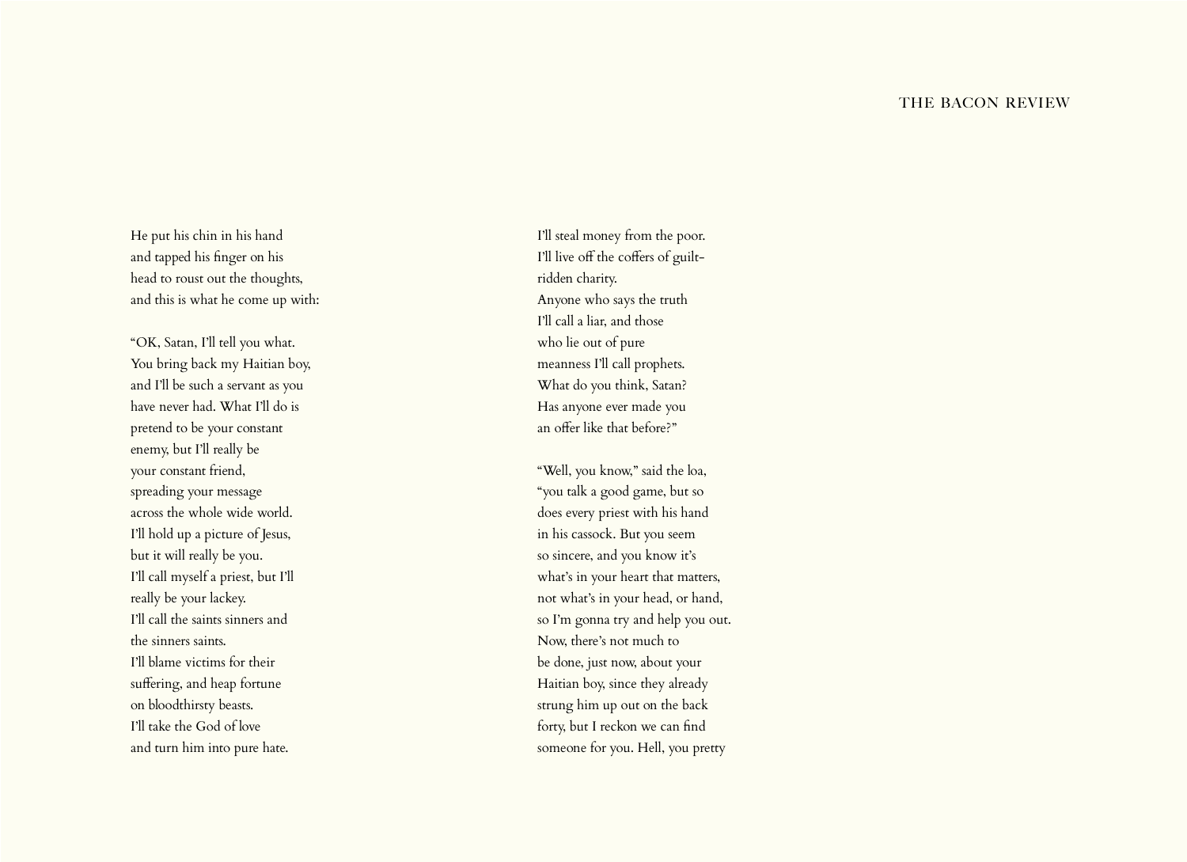He put his chin in his hand  
and tapped his finger on his  
head to roust out the thoughts,  
and this is what he come up with:

"OK, Satan, I'll tell you what.  
You bring back my Haitian boy,  
and I'll be such a servant as you  
have never had. What I'll do is  
pretend to be your constant  
enemy, but I'll really be  
your constant friend,  
spreading your message  
across the whole wide world.  
I'll hold up a picture of Jesus,  
but it will really be you.  
I'll call myself a priest, but I'll  
really be your lackey.  
I'll call the saints sinners and  
the sinners saints.  
I'll blame victims for their  
suffering, and heap fortune  
on bloodthirsty beasts.  
I'll take the God of love  
and turn him into pure hate.  
I'll steal money from the poor.  
I'll live off the coffers of guilt-  
ridden charity.  
Anyone who says the truth  
I'll call a liar, and those  
who lie out of pure  
meanness I'll call prophets.  
What do you think, Satan?  
Has anyone ever made you  
an offer like that before?"

"Well, you know," said the loa,  
"you talk a good game, but so  
does every priest with his hand  
in his cassock. But you seem  
so sincere, and you know it's  
what's in your heart that matters,  
not what's in your head, or hand,  
so I'm gonna try and help you out.  
Now, there's not much to  
be done, just now, about your  
Haitian boy, since they already  
strung him up out on the back  
forty, but I reckon we can find  
someone for you. Hell, you pretty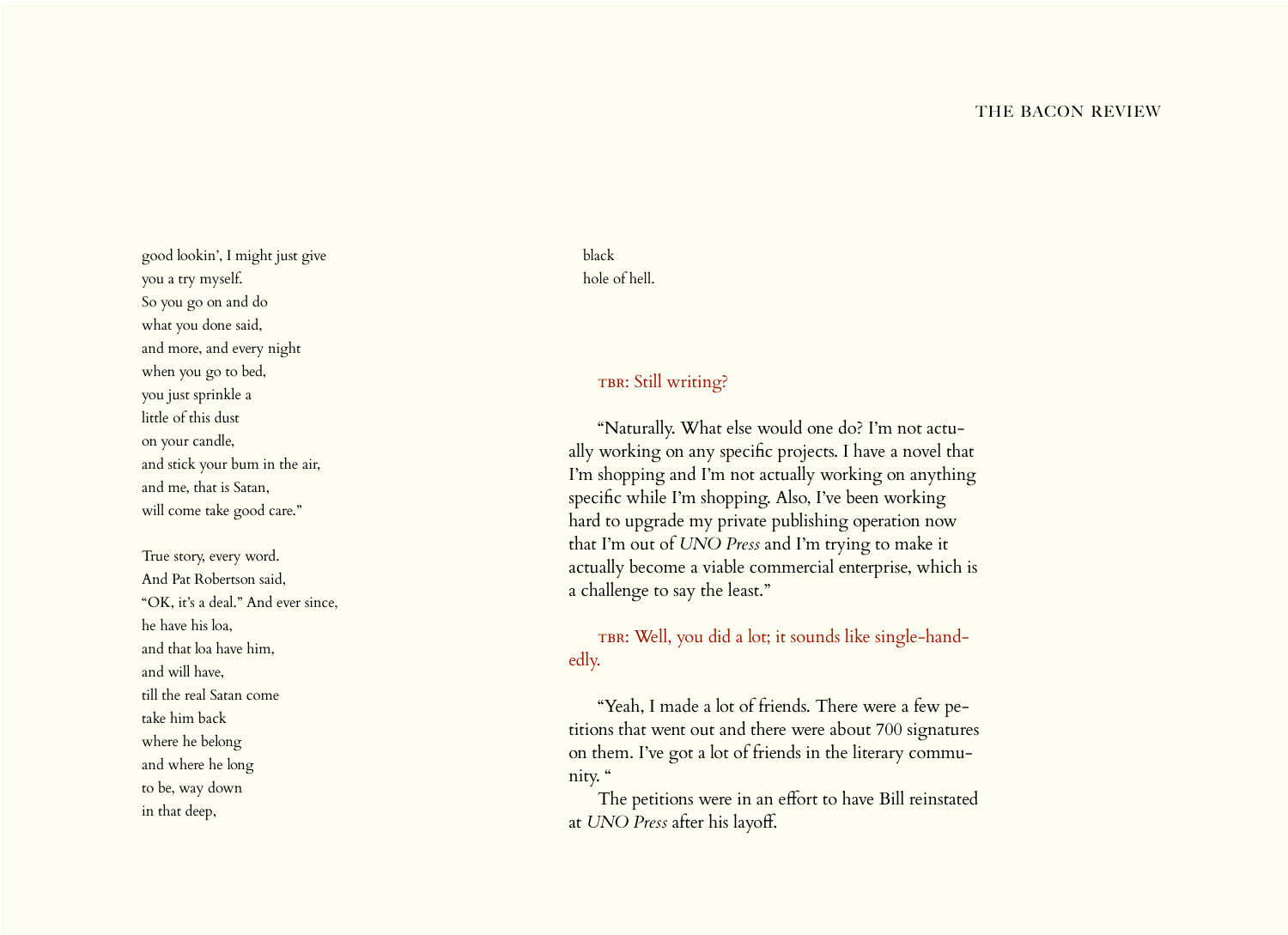good lookin', I might just give
you a try myself.
So you go on and do
what you done said,
and more, and every night
when you go to bed,
you just sprinkle a
little of this dust
on your candle,
and stick your bum in the air,
and me, that is Satan,
will come take good care."

True story, every word.
And Pat Robertson said,
"OK, it's a deal." And ever since,
he have his loa,
and that loa have him,
and will have,
till the real Satan come
take him back
where he belong
and where he long
to be, way down
in that deep,
black
hole of hell.

TBR: Still writing?

"Naturally. What else would one do? I'm not actually working on any specific projects. I have a novel that I'm shopping and I'm not actually working on anything specific while I'm shopping. Also, I've been working hard to upgrade my private publishing operation now that I'm out of *UNO Press* and I'm trying to make it actually become a viable commercial enterprise, which is a challenge to say the least."

TBR: Well, you did a lot; it sounds like single-handedly.

"Yeah, I made a lot of friends. There were a few petitions that went out and there were about 700 signatures on them. I've got a lot of friends in the literary community. "

The petitions were in an effort to have Bill reinstated at *UNO Press* after his layoff.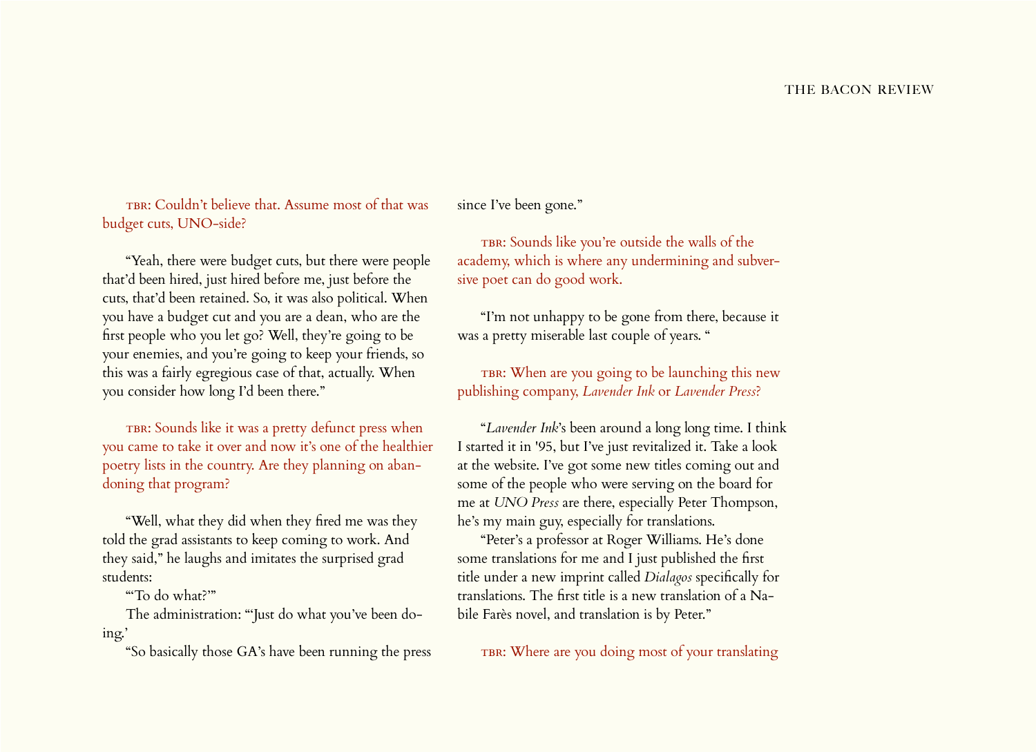TBR: Couldn't believe that. Assume most of that was budget cuts, UNO-side?

"Yeah, there were budget cuts, but there were people that'd been hired, just hired before me, just before the cuts, that'd been retained. So, it was also political. When you have a budget cut and you are a dean, who are the first people who you let go? Well, they're going to be your enemies, and you're going to keep your friends, so this was a fairly egregious case of that, actually. When you consider how long I'd been there."

TBR: Sounds like it was a pretty defunct press when you came to take it over and now it's one of the healthier poetry lists in the country. Are they planning on abandoning that program?

"Well, what they did when they fired me was they told the grad assistants to keep coming to work. And they said," he laughs and imitates the surprised grad students:

"'To do what?'"

The administration: "'Just do what you've been doing.'

"So basically those GA's have been running the press since I've been gone."

TBR: Sounds like you're outside the walls of the academy, which is where any undermining and subversive poet can do good work.

"I'm not unhappy to be gone from there, because it was a pretty miserable last couple of years. "

TBR: When are you going to be launching this new publishing company, *Lavender Ink* or *Lavender Press*?

"*Lavender Ink*'s been around a long long time. I think I started it in '95, but I've just revitalized it. Take a look at the website. I've got some new titles coming out and some of the people who were serving on the board for me at *UNO Press* are there, especially Peter Thompson, he's my main guy, especially for translations.

"Peter's a professor at Roger Williams. He's done some translations for me and I just published the first title under a new imprint called *Dialagos* specifically for translations. The first title is a new translation of a Nabile Farès novel, and translation is by Peter."

TBR: Where are you doing most of your translating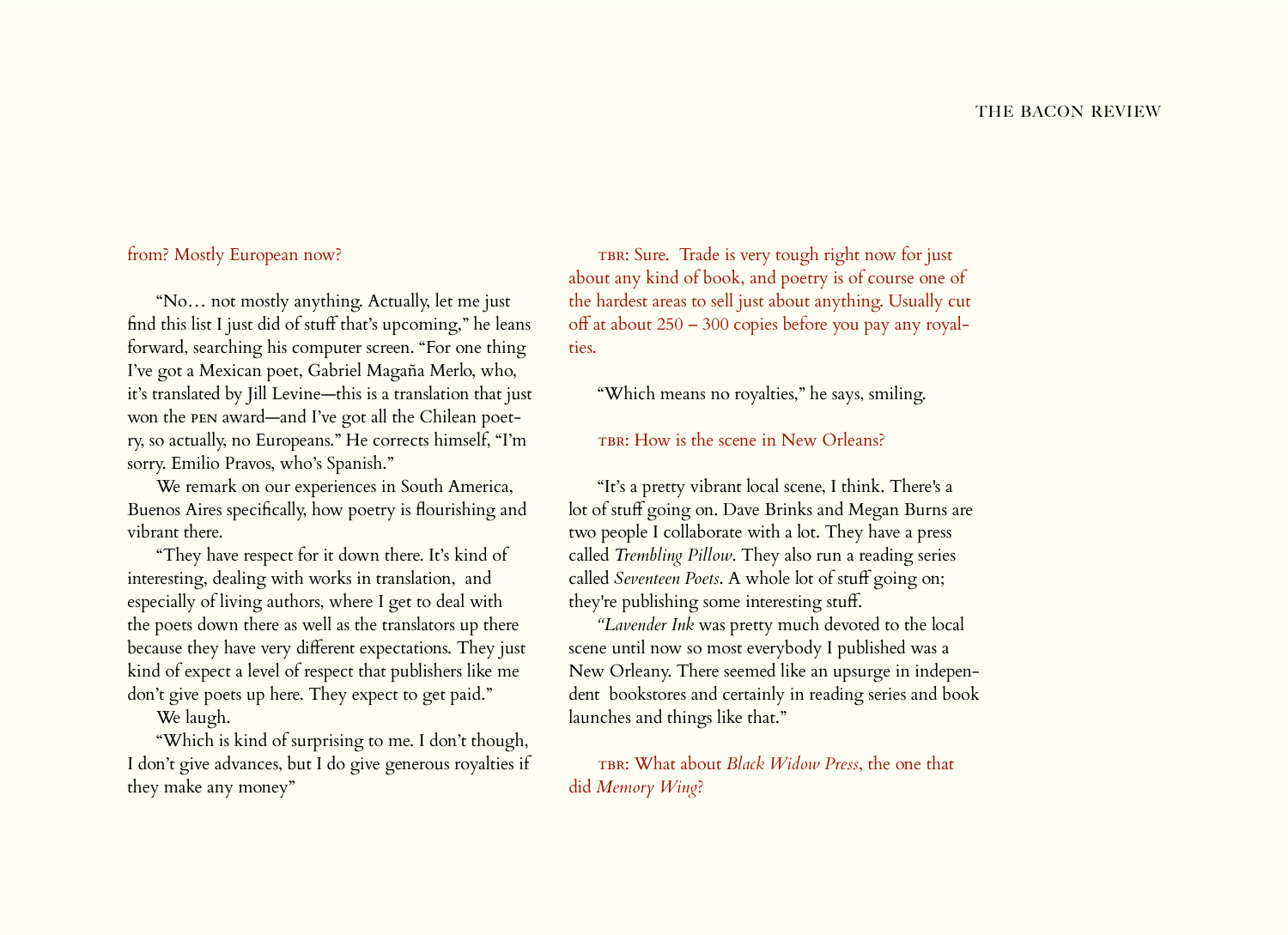from? Mostly European now?

"No… not mostly anything. Actually, let me just find this list I just did of stuff that's upcoming," he leans forward, searching his computer screen. "For one thing I've got a Mexican poet, Gabriel Magaña Merlo, who, it's translated by Jill Levine—this is a translation that just won the PEN award—and I've got all the Chilean poetry, so actually, no Europeans." He corrects himself, "I'm sorry. Emilio Pravos, who's Spanish."

We remark on our experiences in South America, Buenos Aires specifically, how poetry is flourishing and vibrant there.

"They have respect for it down there. It's kind of interesting, dealing with works in translation, and especially of living authors, where I get to deal with the poets down there as well as the translators up there because they have very different expectations. They just kind of expect a level of respect that publishers like me don't give poets up here. They expect to get paid."

We laugh.

"Which is kind of surprising to me. I don't though, I don't give advances, but I do give generous royalties if they make any money"

TBR: Sure. Trade is very tough right now for just about any kind of book, and poetry is of course one of the hardest areas to sell just about anything. Usually cut off at about 250 – 300 copies before you pay any royalties.

"Which means no royalties," he says, smiling.

TBR: How is the scene in New Orleans?

"It's a pretty vibrant local scene, I think. There's a lot of stuff going on. Dave Brinks and Megan Burns are two people I collaborate with a lot. They have a press called *Trembling Pillow*. They also run a reading series called *Seventeen Poets*. A whole lot of stuff going on; they're publishing some interesting stuff.

*"Lavender Ink* was pretty much devoted to the local scene until now so most everybody I published was a New Orleany. There seemed like an upsurge in independent bookstores and certainly in reading series and book launches and things like that."

TBR: What about *Black Widow Press*, the one that did *Memory Wing*?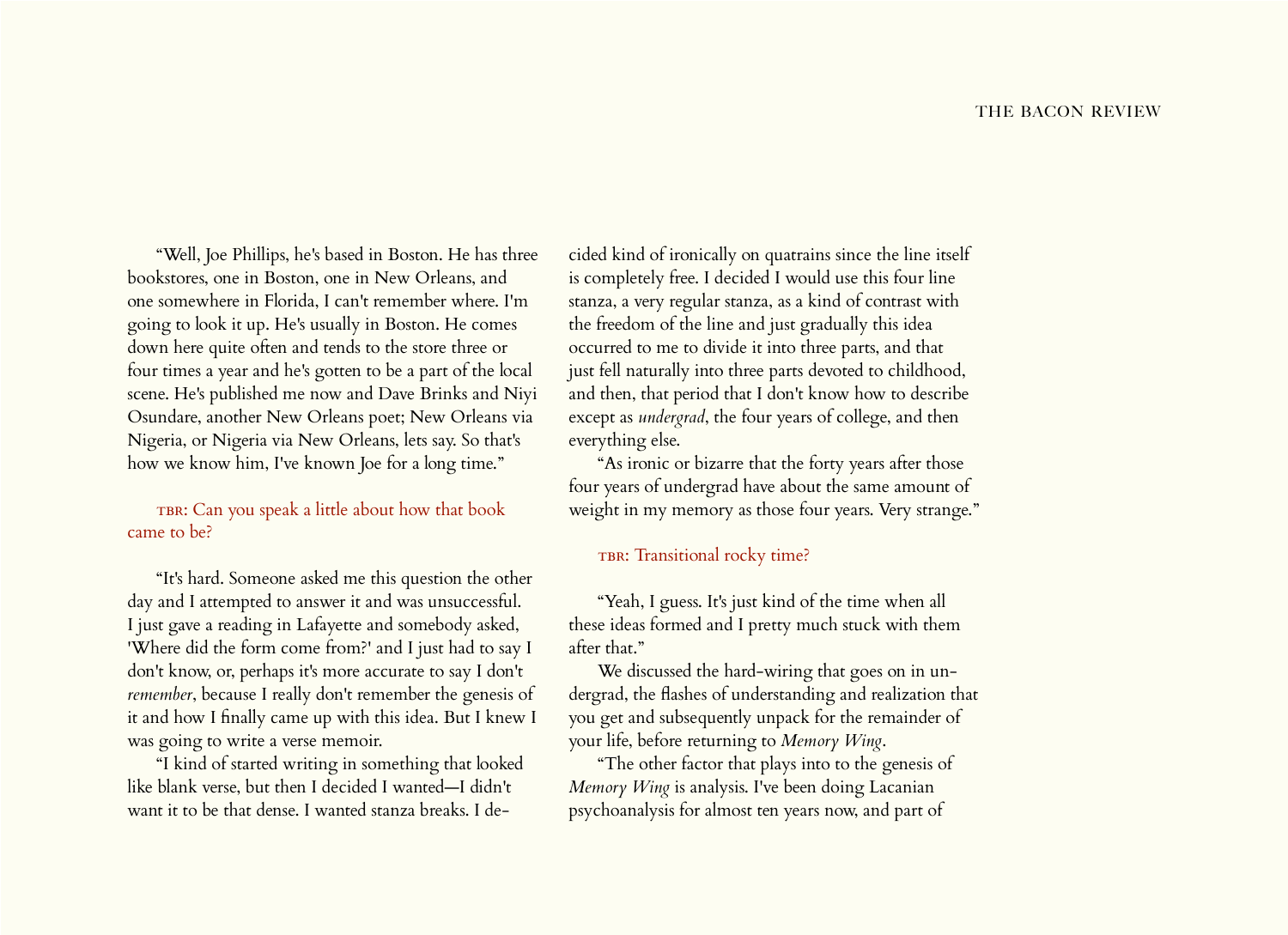"Well, Joe Phillips, he's based in Boston. He has three bookstores, one in Boston, one in New Orleans, and one somewhere in Florida, I can't remember where. I'm going to look it up. He's usually in Boston. He comes down here quite often and tends to the store three or four times a year and he's gotten to be a part of the local scene. He's published me now and Dave Brinks and Niyi Osundare, another New Orleans poet; New Orleans via Nigeria, or Nigeria via New Orleans, lets say. So that's how we know him, I've known Joe for a long time."

TBR: Can you speak a little about how that book came to be?

"It's hard. Someone asked me this question the other day and I attempted to answer it and was unsuccessful. I just gave a reading in Lafayette and somebody asked, 'Where did the form come from?' and I just had to say I don't know, or, perhaps it's more accurate to say I don't *remember*, because I really don't remember the genesis of it and how I finally came up with this idea. But I knew I was going to write a verse memoir.

"I kind of started writing in something that looked like blank verse, but then I decided I wanted—I didn't want it to be that dense. I wanted stanza breaks. I decided kind of ironically on quatrains since the line itself is completely free. I decided I would use this four line stanza, a very regular stanza, as a kind of contrast with the freedom of the line and just gradually this idea occurred to me to divide it into three parts, and that just fell naturally into three parts devoted to childhood, and then, that period that I don't know how to describe except as *undergrad*, the four years of college, and then everything else.

"As ironic or bizarre that the forty years after those four years of undergrad have about the same amount of weight in my memory as those four years. Very strange."

TBR: Transitional rocky time?

"Yeah, I guess. It's just kind of the time when all these ideas formed and I pretty much stuck with them after that."

We discussed the hard-wiring that goes on in undergrad, the flashes of understanding and realization that you get and subsequently unpack for the remainder of your life, before returning to *Memory Wing*.

"The other factor that plays into to the genesis of *Memory Wing* is analysis. I've been doing Lacanian psychoanalysis for almost ten years now, and part of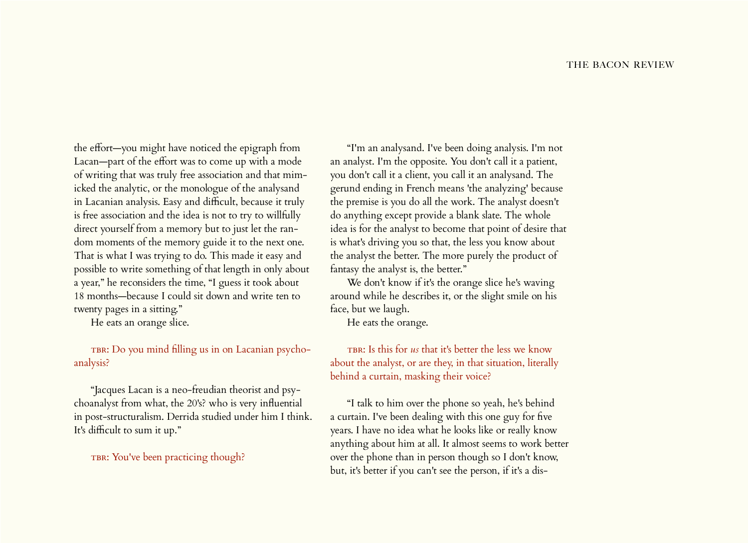the effort—you might have noticed the epigraph from Lacan—part of the effort was to come up with a mode of writing that was truly free association and that mimicked the analytic, or the monologue of the analysand in Lacanian analysis. Easy and difficult, because it truly is free association and the idea is not to try to willfully direct yourself from a memory but to just let the random moments of the memory guide it to the next one. That is what I was trying to do. This made it easy and possible to write something of that length in only about a year," he reconsiders the time, "I guess it took about 18 months—because I could sit down and write ten to twenty pages in a sitting."

He eats an orange slice.

TBR: Do you mind filling us in on Lacanian psychoanalysis?

"Jacques Lacan is a neo-freudian theorist and psychoanalyst from what, the 20's? who is very influential in post-structuralism. Derrida studied under him I think. It's difficult to sum it up."

TBR: You've been practicing though?

"I'm an analysand. I've been doing analysis. I'm not an analyst. I'm the opposite. You don't call it a patient, you don't call it a client, you call it an analysand. The gerund ending in French means 'the analyzing' because the premise is you do all the work. The analyst doesn't do anything except provide a blank slate. The whole idea is for the analyst to become that point of desire that is what's driving you so that, the less you know about the analyst the better. The more purely the product of fantasy the analyst is, the better."

We don't know if it's the orange slice he's waving around while he describes it, or the slight smile on his face, but we laugh.

He eats the orange.

TBR: Is this for *us* that it's better the less we know about the analyst, or are they, in that situation, literally behind a curtain, masking their voice?

"I talk to him over the phone so yeah, he's behind a curtain. I've been dealing with this one guy for five years. I have no idea what he looks like or really know anything about him at all. It almost seems to work better over the phone than in person though so I don't know, but, it's better if you can't see the person, if it's a dis-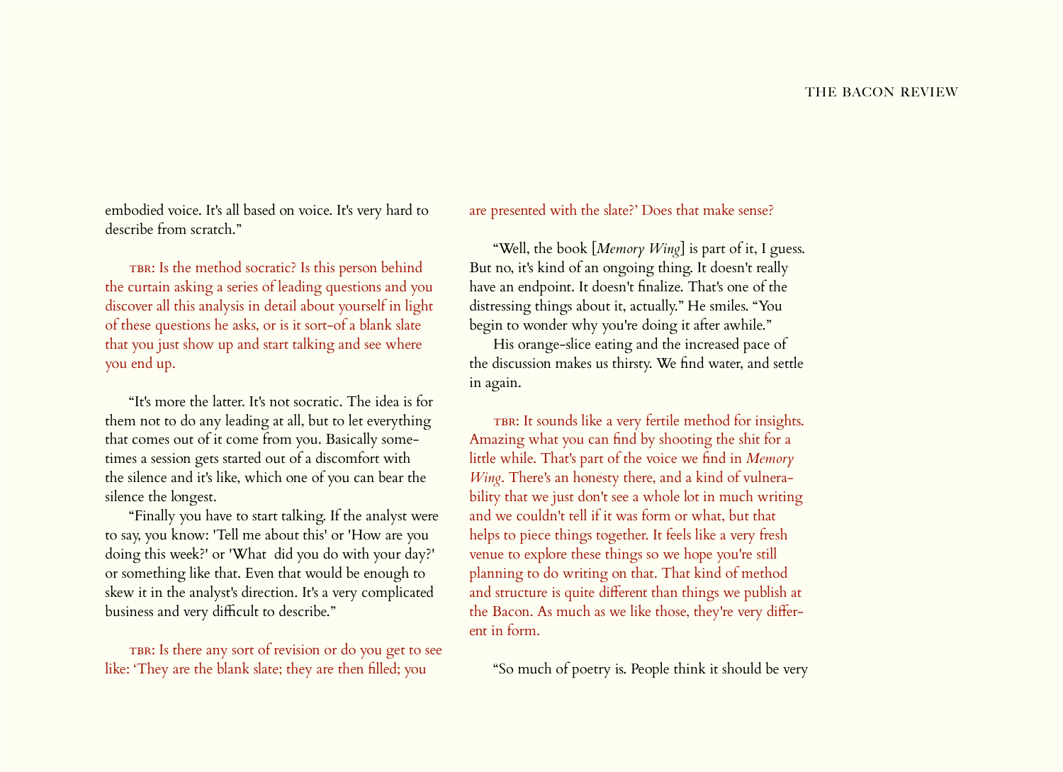embodied voice. It's all based on voice. It's very hard to describe from scratch."

TBR: Is the method socratic? Is this person behind the curtain asking a series of leading questions and you discover all this analysis in detail about yourself in light of these questions he asks, or is it sort-of a blank slate that you just show up and start talking and see where you end up.

"It's more the latter. It's not socratic. The idea is for them not to do any leading at all, but to let everything that comes out of it come from you. Basically sometimes a session gets started out of a discomfort with the silence and it's like, which one of you can bear the silence the longest.

"Finally you have to start talking. If the analyst were to say, you know: 'Tell me about this' or 'How are you doing this week?' or 'What did you do with your day?' or something like that. Even that would be enough to skew it in the analyst's direction. It's a very complicated business and very difficult to describe."

TBR: Is there any sort of revision or do you get to see like: 'They are the blank slate; they are then filled; you are presented with the slate?' Does that make sense?

"Well, the book [*Memory Wing*] is part of it, I guess. But no, it's kind of an ongoing thing. It doesn't really have an endpoint. It doesn't finalize. That's one of the distressing things about it, actually." He smiles. "You begin to wonder why you're doing it after awhile."

His orange-slice eating and the increased pace of the discussion makes us thirsty. We find water, and settle in again.

TBR: It sounds like a very fertile method for insights. Amazing what you can find by shooting the shit for a little while. That's part of the voice we find in *Memory Wing*. There's an honesty there, and a kind of vulnerability that we just don't see a whole lot in much writing and we couldn't tell if it was form or what, but that helps to piece things together. It feels like a very fresh venue to explore these things so we hope you're still planning to do writing on that. That kind of method and structure is quite different than things we publish at the Bacon. As much as we like those, they're very different in form.

"So much of poetry is. People think it should be very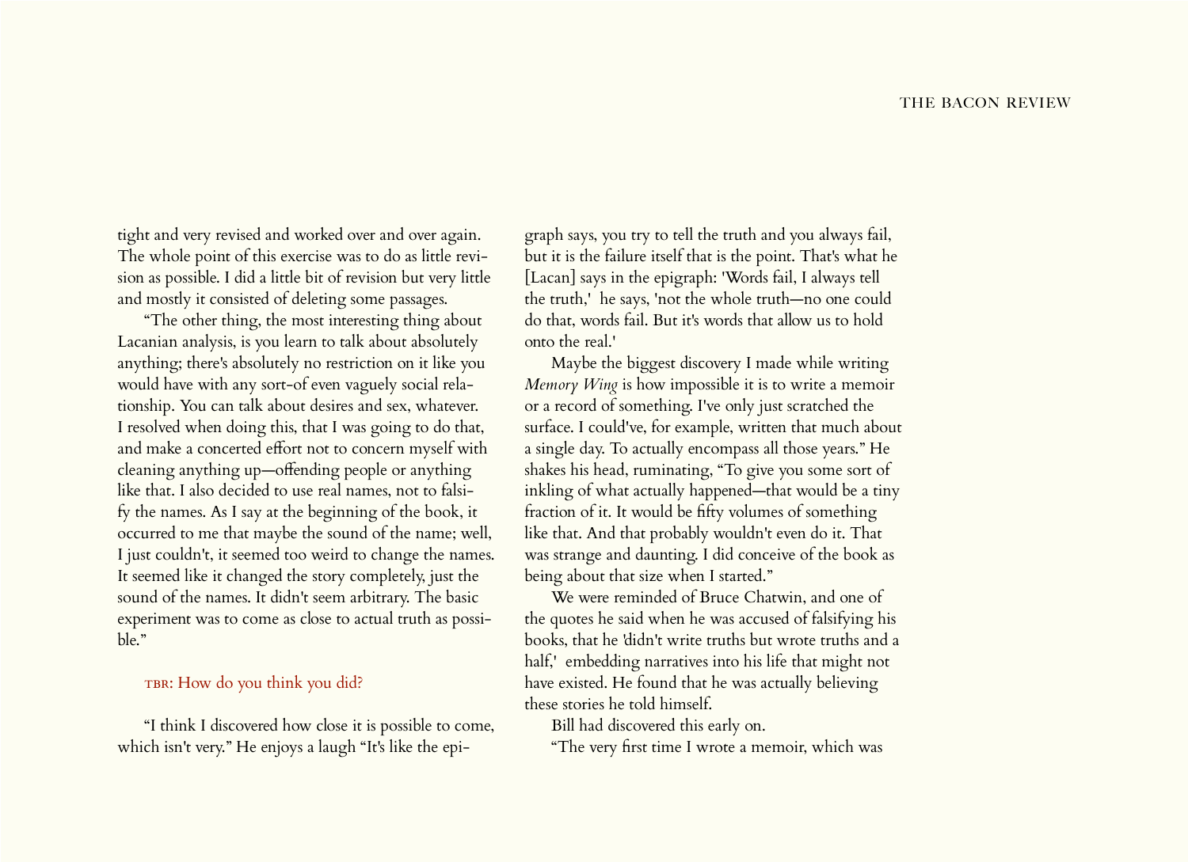tight and very revised and worked over and over again. The whole point of this exercise was to do as little revision as possible. I did a little bit of revision but very little and mostly it consisted of deleting some passages.

"The other thing, the most interesting thing about Lacanian analysis, is you learn to talk about absolutely anything; there's absolutely no restriction on it like you would have with any sort-of even vaguely social relationship. You can talk about desires and sex, whatever. I resolved when doing this, that I was going to do that, and make a concerted effort not to concern myself with cleaning anything up—offending people or anything like that. I also decided to use real names, not to falsify the names. As I say at the beginning of the book, it occurred to me that maybe the sound of the name; well, I just couldn't, it seemed too weird to change the names. It seemed like it changed the story completely, just the sound of the names. It didn't seem arbitrary. The basic experiment was to come as close to actual truth as possible."

TBR: How do you think you did?

"I think I discovered how close it is possible to come, which isn't very." He enjoys a laugh "It's like the epigraph says, you try to tell the truth and you always fail, but it is the failure itself that is the point. That's what he [Lacan] says in the epigraph: 'Words fail, I always tell the truth,' he says, 'not the whole truth—no one could do that, words fail. But it's words that allow us to hold onto the real.'

Maybe the biggest discovery I made while writing *Memory Wing* is how impossible it is to write a memoir or a record of something. I've only just scratched the surface. I could've, for example, written that much about a single day. To actually encompass all those years." He shakes his head, ruminating, "To give you some sort of inkling of what actually happened—that would be a tiny fraction of it. It would be fifty volumes of something like that. And that probably wouldn't even do it. That was strange and daunting. I did conceive of the book as being about that size when I started."

We were reminded of Bruce Chatwin, and one of the quotes he said when he was accused of falsifying his books, that he 'didn't write truths but wrote truths and a half,' embedding narratives into his life that might not have existed. He found that he was actually believing these stories he told himself.

Bill had discovered this early on.

"The very first time I wrote a memoir, which was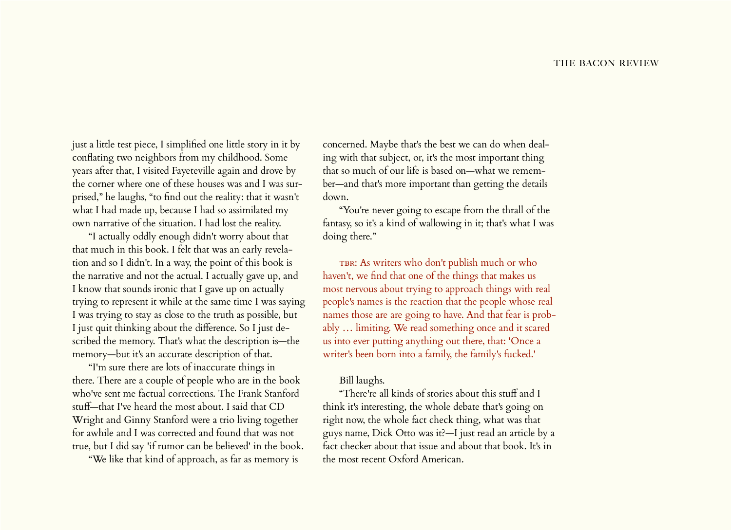just a little test piece, I simplified one little story in it by conflating two neighbors from my childhood. Some years after that, I visited Fayeteville again and drove by the corner where one of these houses was and I was surprised," he laughs, "to find out the reality: that it wasn't what I had made up, because I had so assimilated my own narrative of the situation. I had lost the reality.

"I actually oddly enough didn't worry about that that much in this book. I felt that was an early revelation and so I didn't. In a way, the point of this book is the narrative and not the actual. I actually gave up, and I know that sounds ironic that I gave up on actually trying to represent it while at the same time I was saying I was trying to stay as close to the truth as possible, but I just quit thinking about the difference. So I just described the memory. That's what the description is—the memory—but it's an accurate description of that.

"I'm sure there are lots of inaccurate things in there. There are a couple of people who are in the book who've sent me factual corrections. The Frank Stanford stuff—that I've heard the most about. I said that CD Wright and Ginny Stanford were a trio living together for awhile and I was corrected and found that was not true, but I did say 'if rumor can be believed' in the book.

"We like that kind of approach, as far as memory is concerned. Maybe that's the best we can do when dealing with that subject, or, it's the most important thing that so much of our life is based on—what we remember—and that's more important than getting the details down.

"You're never going to escape from the thrall of the fantasy, so it's a kind of wallowing in it; that's what I was doing there."

TBR: As writers who don't publish much or who haven't, we find that one of the things that makes us most nervous about trying to approach things with real people's names is the reaction that the people whose real names those are are going to have. And that fear is probably … limiting. We read something once and it scared us into ever putting anything out there, that: 'Once a writer's been born into a family, the family's fucked.'

Bill laughs.

"There're all kinds of stories about this stuff and I think it's interesting, the whole debate that's going on right now, the whole fact check thing, what was that guys name, Dick Otto was it?—I just read an article by a fact checker about that issue and about that book. It's in the most recent Oxford American.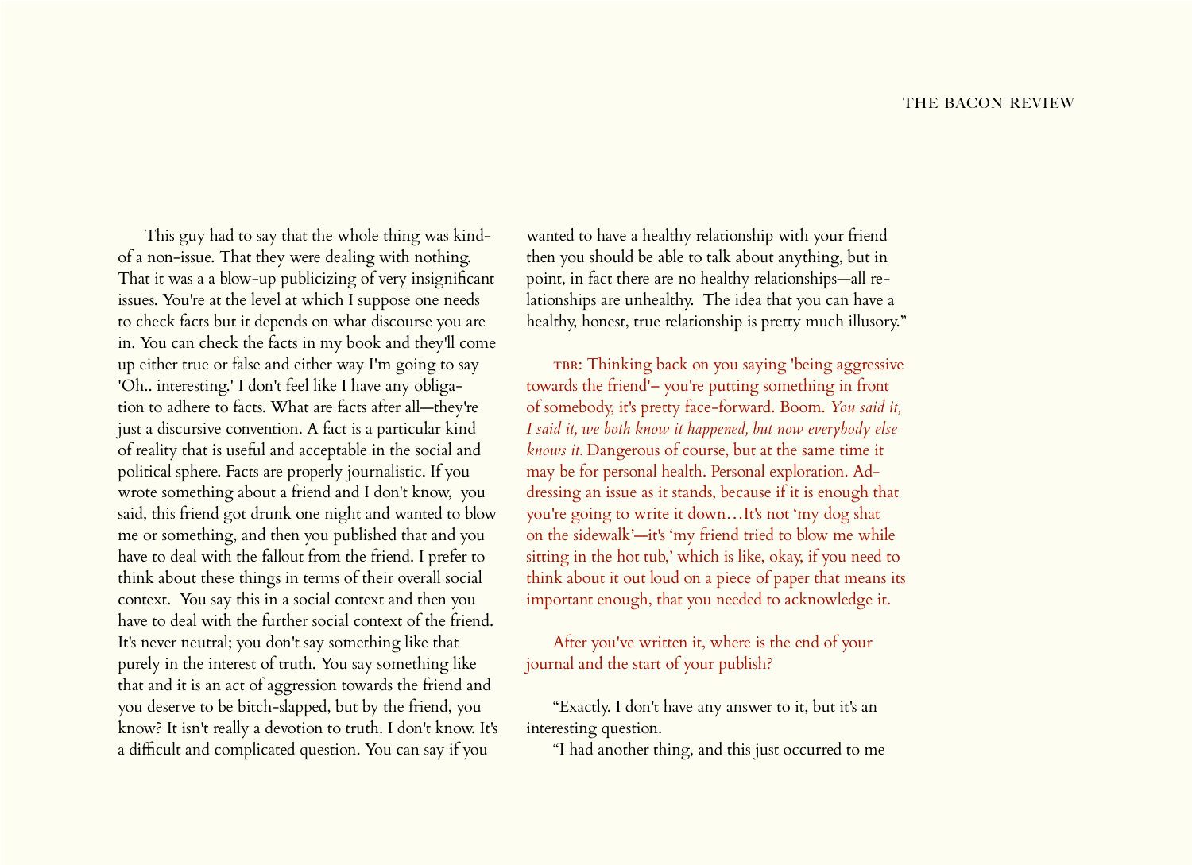This guy had to say that the whole thing was kind-of a non-issue. That they were dealing with nothing. That it was a a blow-up publicizing of very insignificant issues. You're at the level at which I suppose one needs to check facts but it depends on what discourse you are in. You can check the facts in my book and they'll come up either true or false and either way I'm going to say 'Oh.. interesting.' I don't feel like I have any obligation to adhere to facts. What are facts after all—they're just a discursive convention. A fact is a particular kind of reality that is useful and acceptable in the social and political sphere. Facts are properly journalistic. If you wrote something about a friend and I don't know, you said, this friend got drunk one night and wanted to blow me or something, and then you published that and you have to deal with the fallout from the friend. I prefer to think about these things in terms of their overall social context. You say this in a social context and then you have to deal with the further social context of the friend. It's never neutral; you don't say something like that purely in the interest of truth. You say something like that and it is an act of aggression towards the friend and you deserve to be bitch-slapped, but by the friend, you know? It isn't really a devotion to truth. I don't know. It's a difficult and complicated question. You can say if you wanted to have a healthy relationship with your friend then you should be able to talk about anything, but in point, in fact there are no healthy relationships—all relationships are unhealthy. The idea that you can have a healthy, honest, true relationship is pretty much illusory."

TBR: Thinking back on you saying 'being aggressive towards the friend'– you're putting something in front of somebody, it's pretty face-forward. Boom. *You said it, I said it, we both know it happened, but now everybody else knows it.* Dangerous of course, but at the same time it may be for personal health. Personal exploration. Addressing an issue as it stands, because if it is enough that you're going to write it down…It's not 'my dog shat on the sidewalk'—it's 'my friend tried to blow me while sitting in the hot tub,' which is like, okay, if you need to think about it out loud on a piece of paper that means its important enough, that you needed to acknowledge it.

After you've written it, where is the end of your journal and the start of your publish?

"Exactly. I don't have any answer to it, but it's an interesting question.

"I had another thing, and this just occurred to me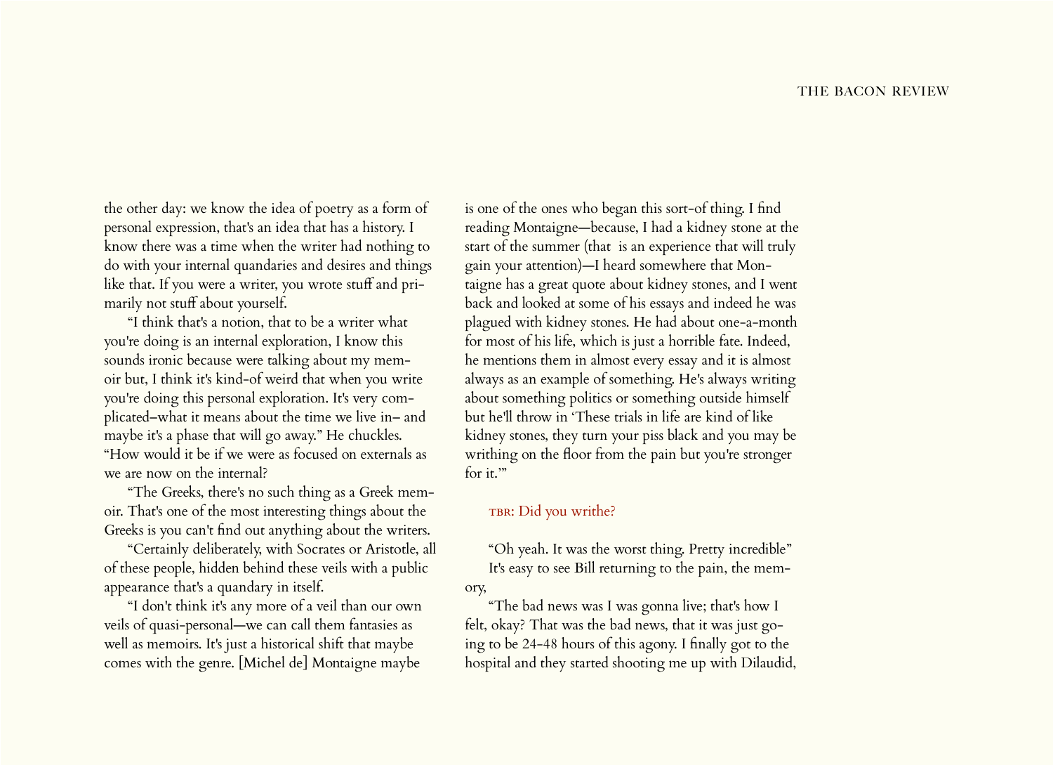the other day: we know the idea of poetry as a form of personal expression, that's an idea that has a history. I know there was a time when the writer had nothing to do with your internal quandaries and desires and things like that. If you were a writer, you wrote stuff and primarily not stuff about yourself.

"I think that's a notion, that to be a writer what you're doing is an internal exploration, I know this sounds ironic because were talking about my memoir but, I think it's kind-of weird that when you write you're doing this personal exploration. It's very complicated–what it means about the time we live in– and maybe it's a phase that will go away." He chuckles. "How would it be if we were as focused on externals as we are now on the internal?

"The Greeks, there's no such thing as a Greek memoir. That's one of the most interesting things about the Greeks is you can't find out anything about the writers.

"Certainly deliberately, with Socrates or Aristotle, all of these people, hidden behind these veils with a public appearance that's a quandary in itself.

"I don't think it's any more of a veil than our own veils of quasi-personal—we can call them fantasies as well as memoirs. It's just a historical shift that maybe comes with the genre. [Michel de] Montaigne maybe is one of the ones who began this sort-of thing. I find reading Montaigne—because, I had a kidney stone at the start of the summer (that  is an experience that will truly gain your attention)—I heard somewhere that Montaigne has a great quote about kidney stones, and I went back and looked at some of his essays and indeed he was plagued with kidney stones. He had about one-a-month for most of his life, which is just a horrible fate. Indeed, he mentions them in almost every essay and it is almost always as an example of something. He's always writing about something politics or something outside himself but he'll throw in 'These trials in life are kind of like kidney stones, they turn your piss black and you may be writhing on the floor from the pain but you're stronger for it.'"

TBR: Did you writhe?

"Oh yeah. It was the worst thing. Pretty incredible"

It's easy to see Bill returning to the pain, the memory,

"The bad news was I was gonna live; that's how I felt, okay? That was the bad news, that it was just going to be 24-48 hours of this agony. I finally got to the hospital and they started shooting me up with Dilaudid,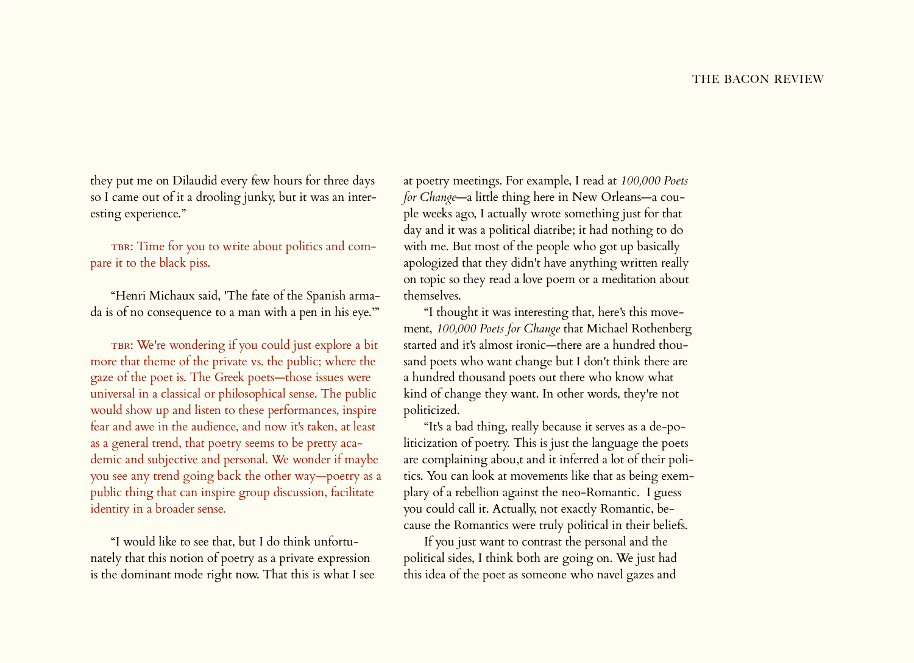they put me on Dilaudid every few hours for three days so I came out of it a drooling junky, but it was an interesting experience."

TBR: Time for you to write about politics and compare it to the black piss.

"Henri Michaux said, 'The fate of the Spanish armada is of no consequence to a man with a pen in his eye.'"

TBR: We're wondering if you could just explore a bit more that theme of the private vs. the public; where the gaze of the poet is. The Greek poets—those issues were universal in a classical or philosophical sense. The public would show up and listen to these performances, inspire fear and awe in the audience, and now it's taken, at least as a general trend, that poetry seems to be pretty academic and subjective and personal. We wonder if maybe you see any trend going back the other way—poetry as a public thing that can inspire group discussion, facilitate identity in a broader sense.

"I would like to see that, but I do think unfortunately that this notion of poetry as a private expression is the dominant mode right now. That this is what I see at poetry meetings. For example, I read at *100,000 Poets for Change*—a little thing here in New Orleans—a couple weeks ago, I actually wrote something just for that day and it was a political diatribe; it had nothing to do with me. But most of the people who got up basically apologized that they didn't have anything written really on topic so they read a love poem or a meditation about themselves.

"I thought it was interesting that, here's this movement, *100,000 Poets for Change* that Michael Rothenberg started and it's almost ironic—there are a hundred thousand poets who want change but I don't think there are a hundred thousand poets out there who know what kind of change they want. In other words, they're not politicized.

"It's a bad thing, really because it serves as a de-politicization of poetry. This is just the language the poets are complaining abou,t and it inferred a lot of their politics. You can look at movements like that as being exemplary of a rebellion against the neo-Romantic. I guess you could call it. Actually, not exactly Romantic, because the Romantics were truly political in their beliefs.

If you just want to contrast the personal and the political sides, I think both are going on. We just had this idea of the poet as someone who navel gazes and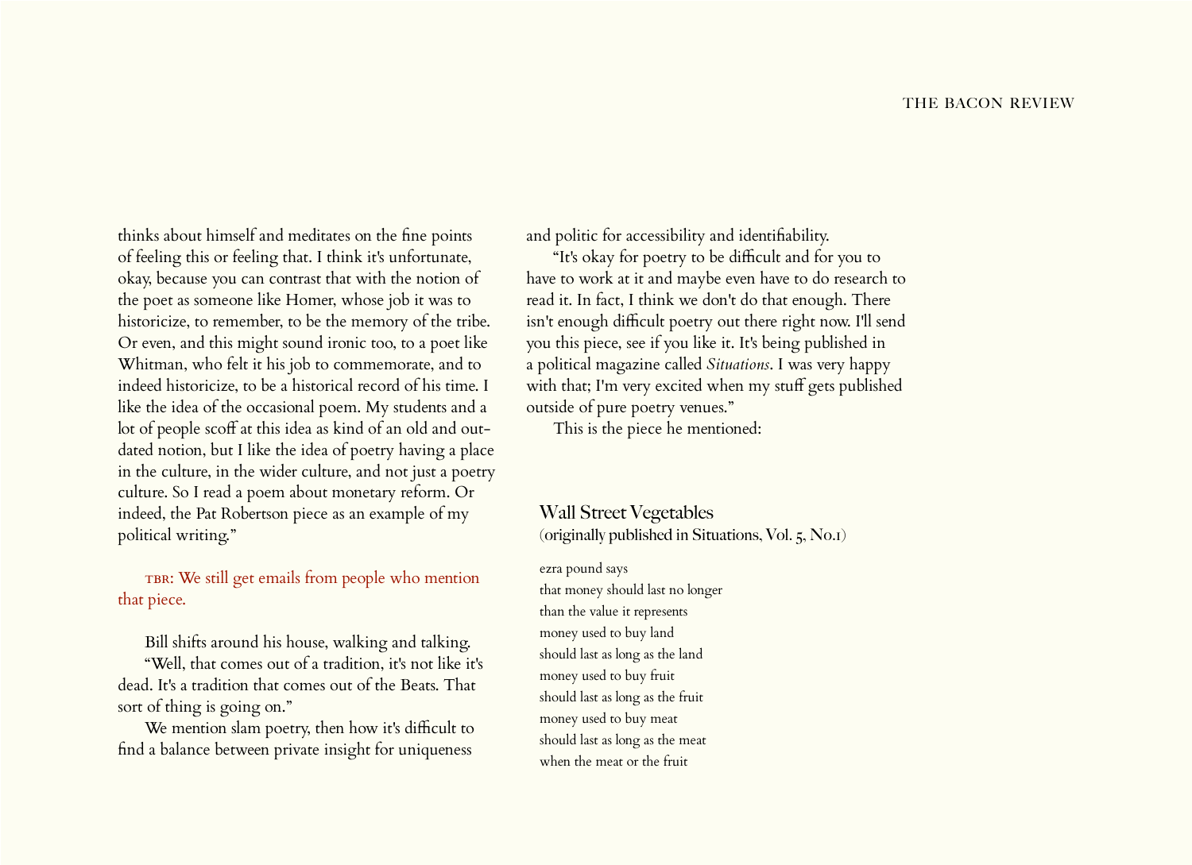thinks about himself and meditates on the fine points of feeling this or feeling that. I think it's unfortunate, okay, because you can contrast that with the notion of the poet as someone like Homer, whose job it was to historicize, to remember, to be the memory of the tribe. Or even, and this might sound ironic too, to a poet like Whitman, who felt it his job to commemorate, and to indeed historicize, to be a historical record of his time. I like the idea of the occasional poem. My students and a lot of people scoff at this idea as kind of an old and outdated notion, but I like the idea of poetry having a place in the culture, in the wider culture, and not just a poetry culture. So I read a poem about monetary reform. Or indeed, the Pat Robertson piece as an example of my political writing."

TBR: We still get emails from people who mention that piece.

Bill shifts around his house, walking and talking.

"Well, that comes out of a tradition, it's not like it's dead. It's a tradition that comes out of the Beats. That sort of thing is going on."

We mention slam poetry, then how it's difficult to find a balance between private insight for uniqueness and politic for accessibility and identifiability.

"It's okay for poetry to be difficult and for you to have to work at it and maybe even have to do research to read it. In fact, I think we don't do that enough. There isn't enough difficult poetry out there right now. I'll send you this piece, see if you like it. It's being published in a political magazine called *Situations*. I was very happy with that; I'm very excited when my stuff gets published outside of pure poetry venues."

This is the piece he mentioned:

### Wall Street Vegetables
(originally published in Situations, Vol. 5, No.1)

ezra pound says
that money should last no longer
than the value it represents
money used to buy land
should last as long as the land
money used to buy fruit
should last as long as the fruit
money used to buy meat
should last as long as the meat
when the meat or the fruit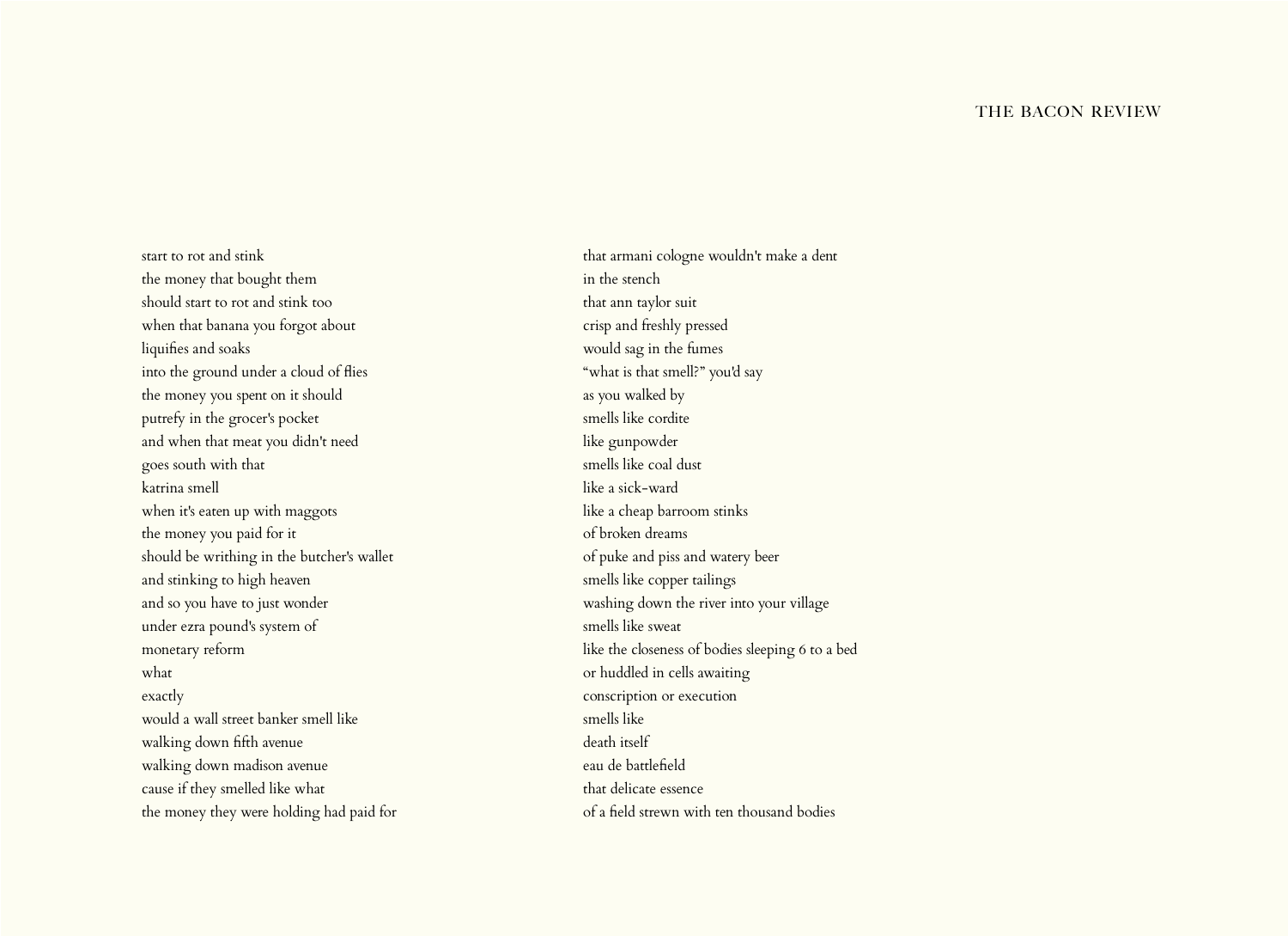start to rot and stink  
the money that bought them  
should start to rot and stink too  
when that banana you forgot about  
liquifies and soaks  
into the ground under a cloud of flies  
the money you spent on it should  
putrefy in the grocer's pocket  
and when that meat you didn't need  
goes south with that  
katrina smell  
when it's eaten up with maggots  
the money you paid for it  
should be writhing in the butcher's wallet  
and stinking to high heaven  
and so you have to just wonder  
under ezra pound's system of  
monetary reform  
what  
exactly  
would a wall street banker smell like  
walking down fifth avenue  
walking down madison avenue  
cause if they smelled like what  
the money they were holding had paid for  
that armani cologne wouldn't make a dent  
in the stench  
that ann taylor suit  
crisp and freshly pressed  
would sag in the fumes  
"what is that smell?" you'd say  
as you walked by  
smells like cordite  
like gunpowder  
smells like coal dust  
like a sick-ward  
like a cheap barroom stinks  
of broken dreams  
of puke and piss and watery beer  
smells like copper tailings  
washing down the river into your village  
smells like sweat  
like the closeness of bodies sleeping 6 to a bed  
or huddled in cells awaiting  
conscription or execution  
smells like  
death itself  
eau de battlefield  
that delicate essence  
of a field strewn with ten thousand bodies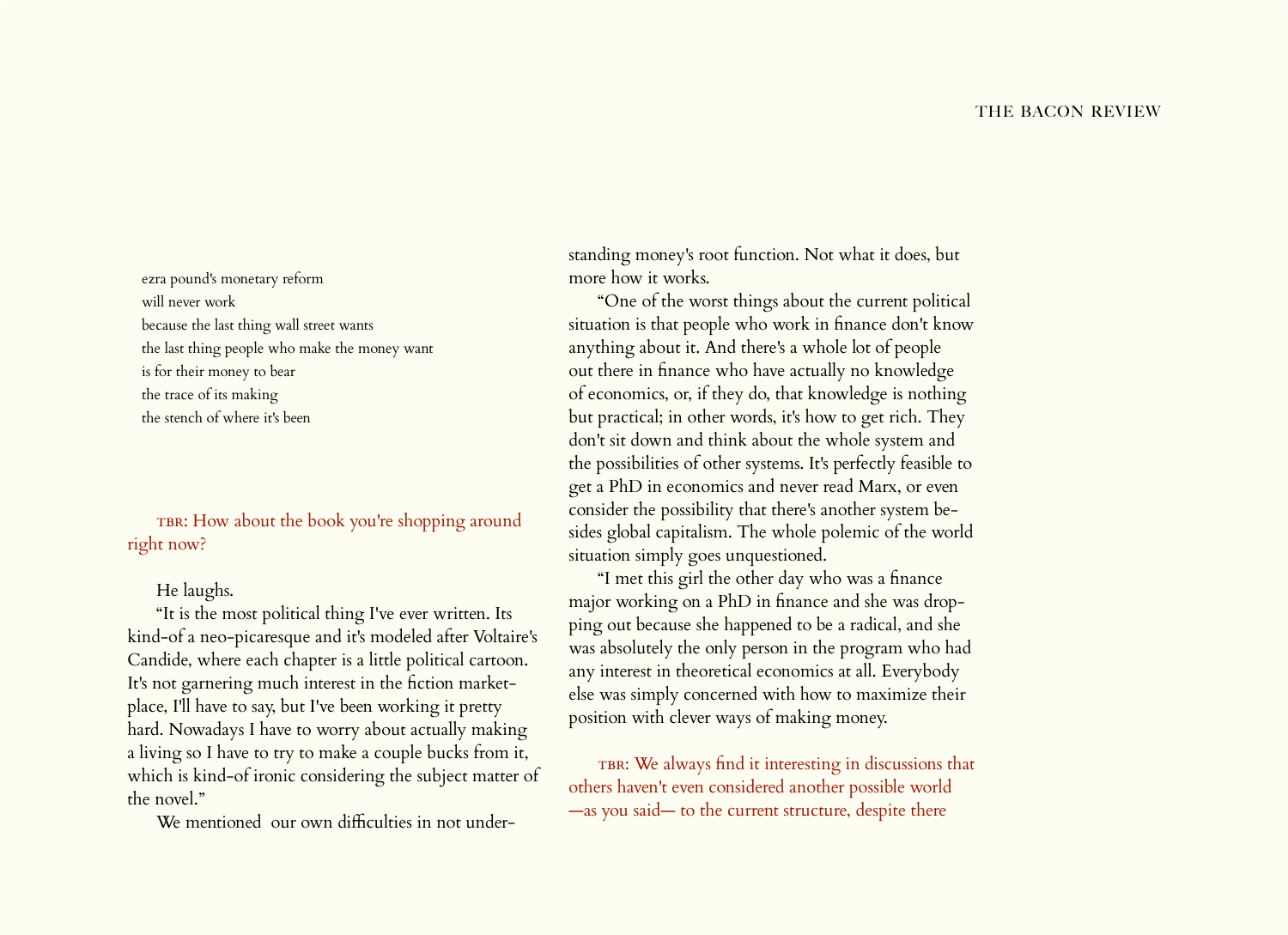ezra pound's monetary reform  
will never work  
because the last thing wall street wants  
the last thing people who make the money want  
is for their money to bear  
the trace of its making  
the stench of where it's been

TBR: How about the book you're shopping around right now?

He laughs.

"It is the most political thing I've ever written. Its kind-of a neo-picaresque and it's modeled after Voltaire's Candide, where each chapter is a little political cartoon. It's not garnering much interest in the fiction marketplace, I'll have to say, but I've been working it pretty hard. Nowadays I have to worry about actually making a living so I have to try to make a couple bucks from it, which is kind-of ironic considering the subject matter of the novel."

We mentioned our own difficulties in not understanding money's root function. Not what it does, but more how it works.

"One of the worst things about the current political situation is that people who work in finance don't know anything about it. And there's a whole lot of people out there in finance who have actually no knowledge of economics, or, if they do, that knowledge is nothing but practical; in other words, it's how to get rich. They don't sit down and think about the whole system and the possibilities of other systems. It's perfectly feasible to get a PhD in economics and never read Marx, or even consider the possibility that there's another system besides global capitalism. The whole polemic of the world situation simply goes unquestioned.

"I met this girl the other day who was a finance major working on a PhD in finance and she was dropping out because she happened to be a radical, and she was absolutely the only person in the program who had any interest in theoretical economics at all. Everybody else was simply concerned with how to maximize their position with clever ways of making money.

TBR: We always find it interesting in discussions that others haven't even considered another possible world —as you said— to the current structure, despite there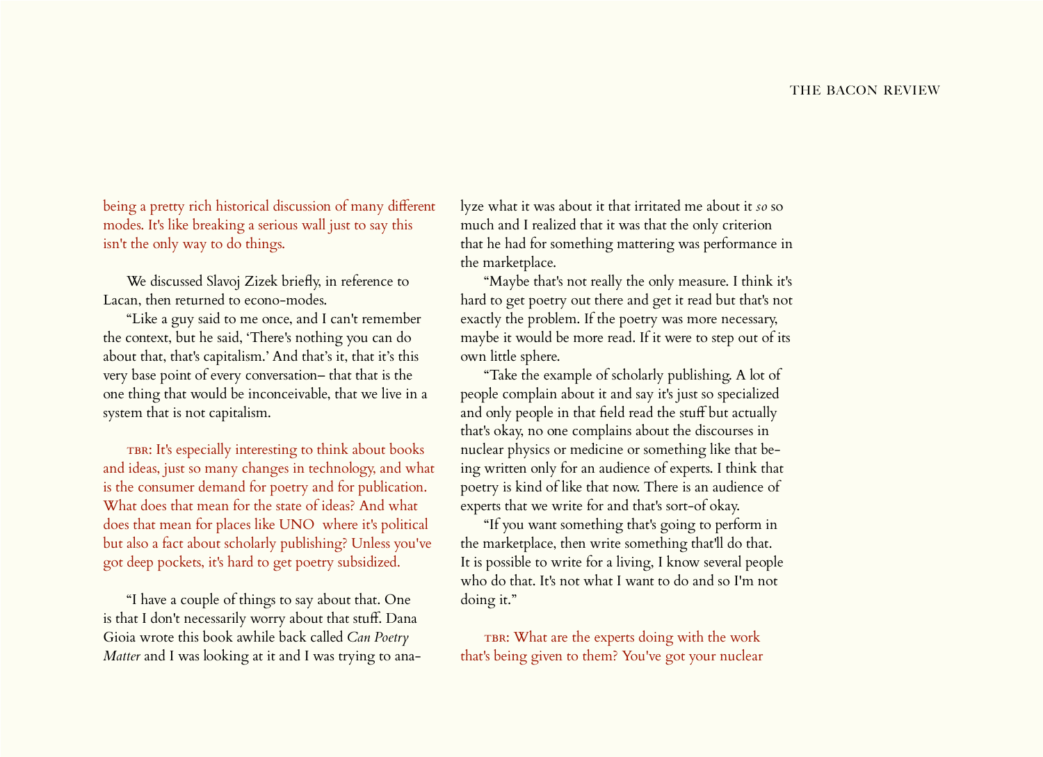being a pretty rich historical discussion of many different modes. It's like breaking a serious wall just to say this isn't the only way to do things.

We discussed Slavoj Zizek briefly, in reference to Lacan, then returned to econo-modes.

"Like a guy said to me once, and I can't remember the context, but he said, 'There's nothing you can do about that, that's capitalism.' And that's it, that it's this very base point of every conversation– that that is the one thing that would be inconceivable, that we live in a system that is not capitalism.

TBR: It's especially interesting to think about books and ideas, just so many changes in technology, and what is the consumer demand for poetry and for publication. What does that mean for the state of ideas? And what does that mean for places like UNO where it's political but also a fact about scholarly publishing? Unless you've got deep pockets, it's hard to get poetry subsidized.

"I have a couple of things to say about that. One is that I don't necessarily worry about that stuff. Dana Gioia wrote this book awhile back called *Can Poetry Matter* and I was looking at it and I was trying to analyze what it was about it that irritated me about it *so* so much and I realized that it was that the only criterion that he had for something mattering was performance in the marketplace.

"Maybe that's not really the only measure. I think it's hard to get poetry out there and get it read but that's not exactly the problem. If the poetry was more necessary, maybe it would be more read. If it were to step out of its own little sphere.

"Take the example of scholarly publishing. A lot of people complain about it and say it's just so specialized and only people in that field read the stuff but actually that's okay, no one complains about the discourses in nuclear physics or medicine or something like that being written only for an audience of experts. I think that poetry is kind of like that now. There is an audience of experts that we write for and that's sort-of okay.

"If you want something that's going to perform in the marketplace, then write something that'll do that. It is possible to write for a living, I know several people who do that. It's not what I want to do and so I'm not doing it."

TBR: What are the experts doing with the work that's being given to them? You've got your nuclear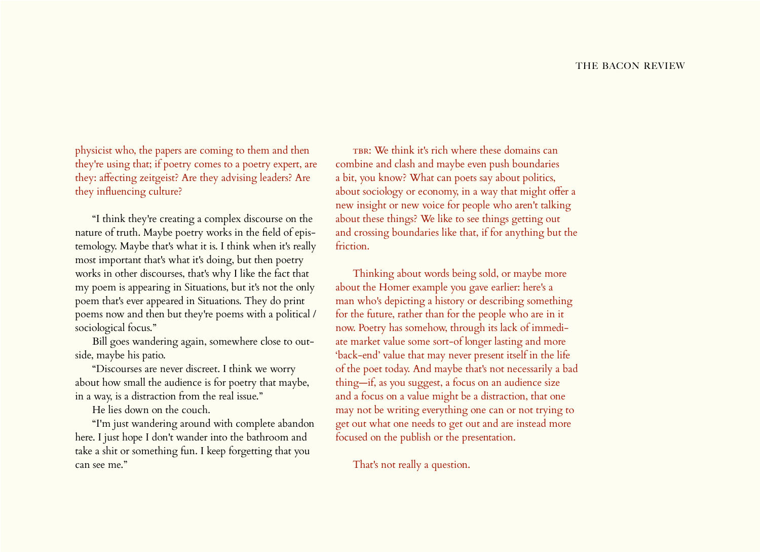physicist who, the papers are coming to them and then they're using that; if poetry comes to a poetry expert, are they: affecting zeitgeist? Are they advising leaders? Are they influencing culture?

"I think they're creating a complex discourse on the nature of truth. Maybe poetry works in the field of epistemology. Maybe that's what it is. I think when it's really most important that's what it's doing, but then poetry works in other discourses, that's why I like the fact that my poem is appearing in Situations, but it's not the only poem that's ever appeared in Situations. They do print poems now and then but they're poems with a political / sociological focus."

Bill goes wandering again, somewhere close to outside, maybe his patio.

"Discourses are never discreet. I think we worry about how small the audience is for poetry that maybe, in a way, is a distraction from the real issue."

He lies down on the couch.

"I'm just wandering around with complete abandon here. I just hope I don't wander into the bathroom and take a shit or something fun. I keep forgetting that you can see me."

TBR: We think it's rich where these domains can combine and clash and maybe even push boundaries a bit, you know? What can poets say about politics, about sociology or economy, in a way that might offer a new insight or new voice for people who aren't talking about these things? We like to see things getting out and crossing boundaries like that, if for anything but the friction.

Thinking about words being sold, or maybe more about the Homer example you gave earlier: here's a man who's depicting a history or describing something for the future, rather than for the people who are in it now. Poetry has somehow, through its lack of immediate market value some sort-of longer lasting and more 'back-end' value that may never present itself in the life of the poet today. And maybe that's not necessarily a bad thing—if, as you suggest, a focus on an audience size and a focus on a value might be a distraction, that one may not be writing everything one can or not trying to get out what one needs to get out and are instead more focused on the publish or the presentation.

That's not really a question.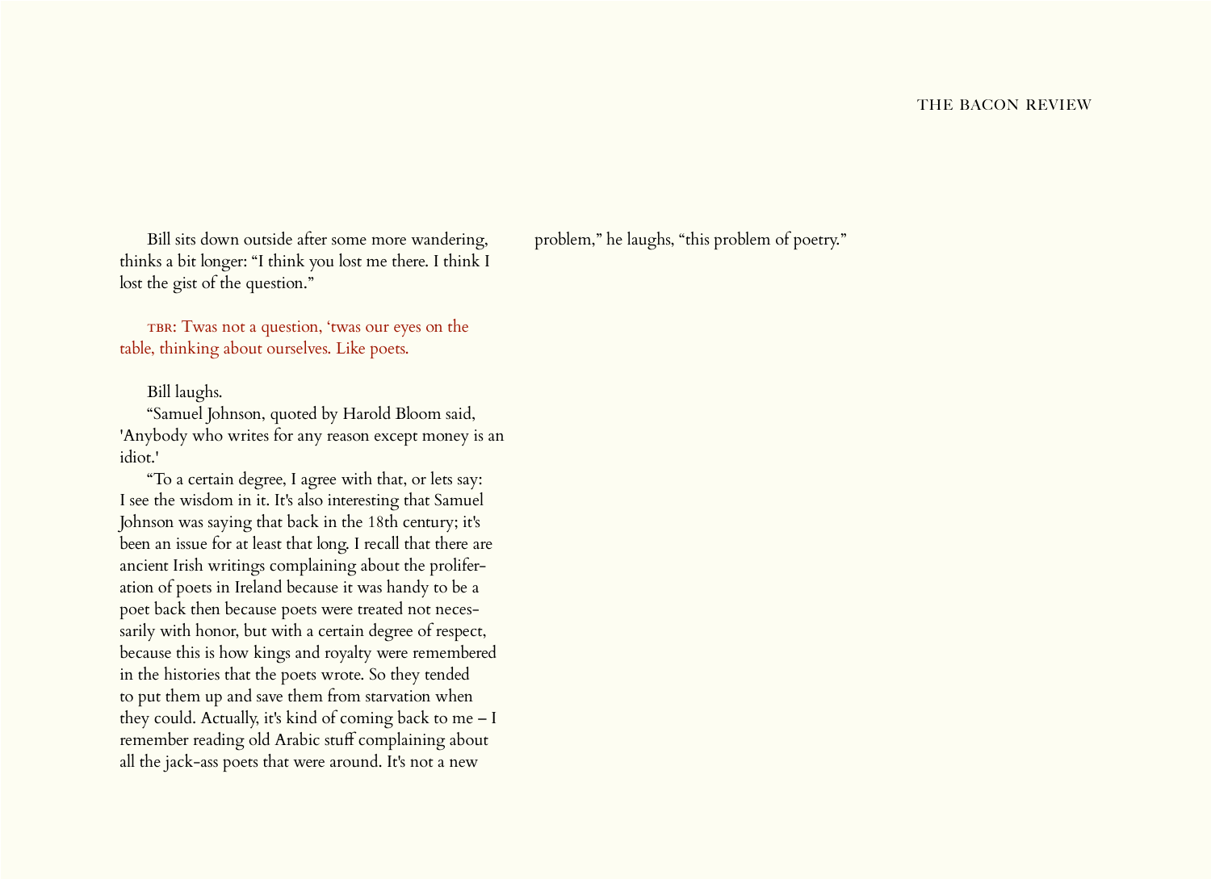Bill sits down outside after some more wandering, thinks a bit longer: “I think you lost me there. I think I lost the gist of the question.”

TBR: Twas not a question, ‘twas our eyes on the table, thinking about ourselves. Like poets.

Bill laughs.

“Samuel Johnson, quoted by Harold Bloom said, 'Anybody who writes for any reason except money is an idiot.'

“To a certain degree, I agree with that, or lets say: I see the wisdom in it. It's also interesting that Samuel Johnson was saying that back in the 18th century; it's been an issue for at least that long. I recall that there are ancient Irish writings complaining about the proliferation of poets in Ireland because it was handy to be a poet back then because poets were treated not necessarily with honor, but with a certain degree of respect, because this is how kings and royalty were remembered in the histories that the poets wrote. So they tended to put them up and save them from starvation when they could. Actually, it's kind of coming back to me – I remember reading old Arabic stuff complaining about all the jack-ass poets that were around. It's not a new problem,” he laughs, “this problem of poetry.”